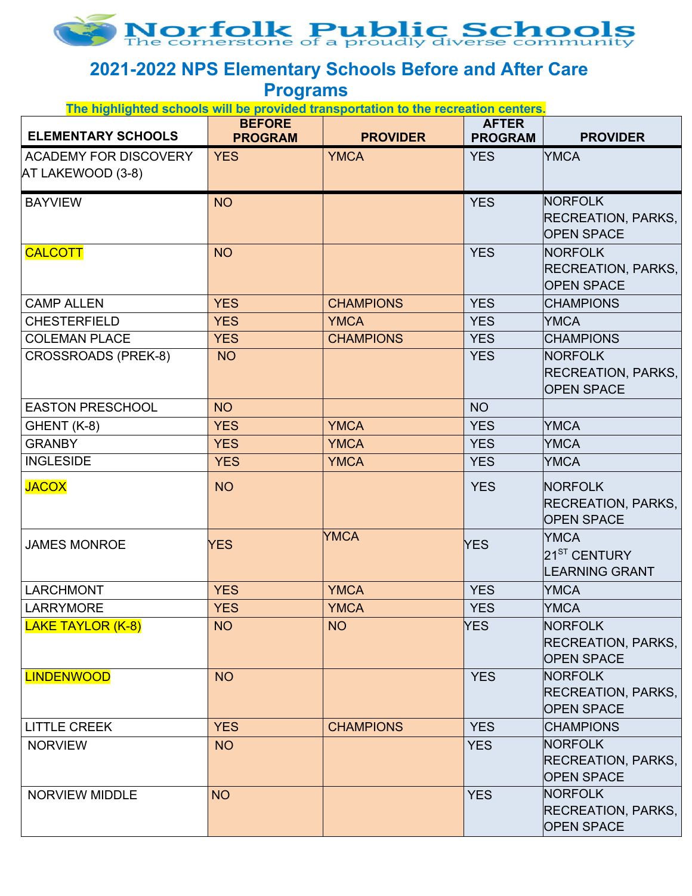# Norfolk Public Schools

The cornerstone of a proudly diverse community

## 2021-2022 NPS Elementary Schools Before and After Care Programs

**The highlighted schools will be provided transportation to the recreation centers.**

| ELEMENTARY SCHOOLS | BEFORE PROGRAM | PROVIDER | AFTER PROGRAM | PROVIDER |
|---|---|---|---|---|
| ACADEMY FOR DISCOVERY AT LAKEWOOD (3-8) | YES | YMCA | YES | YMCA |
| BAYVIEW | NO | | YES | NORFOLK RECREATION, PARKS, OPEN SPACE |
| CALCOTT | NO | | YES | NORFOLK RECREATION, PARKS, OPEN SPACE |
| CAMP ALLEN | YES | CHAMPIONS | YES | CHAMPIONS |
| CHESTERFIELD | YES | YMCA | YES | YMCA |
| COLEMAN PLACE | YES | CHAMPIONS | YES | CHAMPIONS |
| CROSSROADS (PREK-8) | NO | | YES | NORFOLK RECREATION, PARKS, OPEN SPACE |
| EASTON PRESCHOOL | NO | | NO | |
| GHENT (K-8) | YES | YMCA | YES | YMCA |
| GRANBY | YES | YMCA | YES | YMCA |
| INGLESIDE | YES | YMCA | YES | YMCA |
| JACOX | NO | | YES | NORFOLK RECREATION, PARKS, OPEN SPACE |
| JAMES MONROE | YES | YMCA | YES | YMCA 21ST CENTURY LEARNING GRANT |
| LARCHMONT | YES | YMCA | YES | YMCA |
| LARRYMORE | YES | YMCA | YES | YMCA |
| LAKE TAYLOR (K-8) | NO | NO | YES | NORFOLK RECREATION, PARKS, OPEN SPACE |
| LINDENWOOD | NO | | YES | NORFOLK RECREATION, PARKS, OPEN SPACE |
| LITTLE CREEK | YES | CHAMPIONS | YES | CHAMPIONS |
| NORVIEW | NO | | YES | NORFOLK RECREATION, PARKS, OPEN SPACE |
| NORVIEW MIDDLE | NO | | YES | NORFOLK RECREATION, PARKS, OPEN SPACE |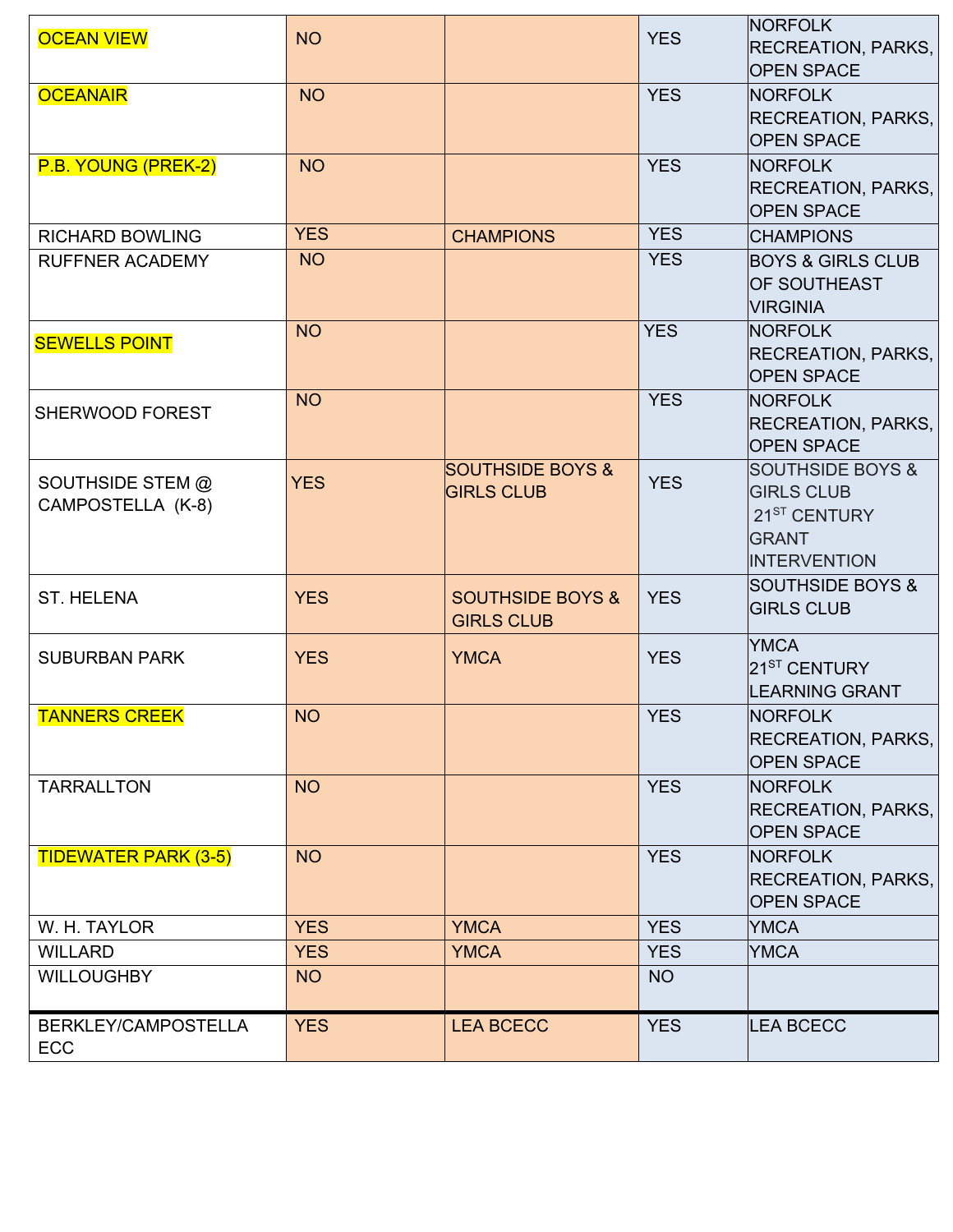| | | | | |
|---|---|---|---|---|
| OCEAN VIEW | NO | | YES | NORFOLK RECREATION, PARKS, OPEN SPACE |
| OCEANAIR | NO | | YES | NORFOLK RECREATION, PARKS, OPEN SPACE |
| P.B. YOUNG (PREK-2) | NO | | YES | NORFOLK RECREATION, PARKS, OPEN SPACE |
| RICHARD BOWLING | YES | CHAMPIONS | YES | CHAMPIONS |
| RUFFNER ACADEMY | NO | | YES | BOYS & GIRLS CLUB OF SOUTHEAST VIRGINIA |
| SEWELLS POINT | NO | | YES | NORFOLK RECREATION, PARKS, OPEN SPACE |
| SHERWOOD FOREST | NO | | YES | NORFOLK RECREATION, PARKS, OPEN SPACE |
| SOUTHSIDE STEM @ CAMPOSTELLA (K-8) | YES | SOUTHSIDE BOYS & GIRLS CLUB | YES | SOUTHSIDE BOYS & GIRLS CLUB 21ST CENTURY GRANT INTERVENTION |
| ST. HELENA | YES | SOUTHSIDE BOYS & GIRLS CLUB | YES | SOUTHSIDE BOYS & GIRLS CLUB |
| SUBURBAN PARK | YES | YMCA | YES | YMCA 21ST CENTURY LEARNING GRANT |
| TANNERS CREEK | NO | | YES | NORFOLK RECREATION, PARKS, OPEN SPACE |
| TARRALLTON | NO | | YES | NORFOLK RECREATION, PARKS, OPEN SPACE |
| TIDEWATER PARK (3-5) | NO | | YES | NORFOLK RECREATION, PARKS, OPEN SPACE |
| W. H. TAYLOR | YES | YMCA | YES | YMCA |
| WILLARD | YES | YMCA | YES | YMCA |
| WILLOUGHBY | NO | | NO | |
| BERKLEY/CAMPOSTELLA ECC | YES | LEA BCECC | YES | LEA BCECC |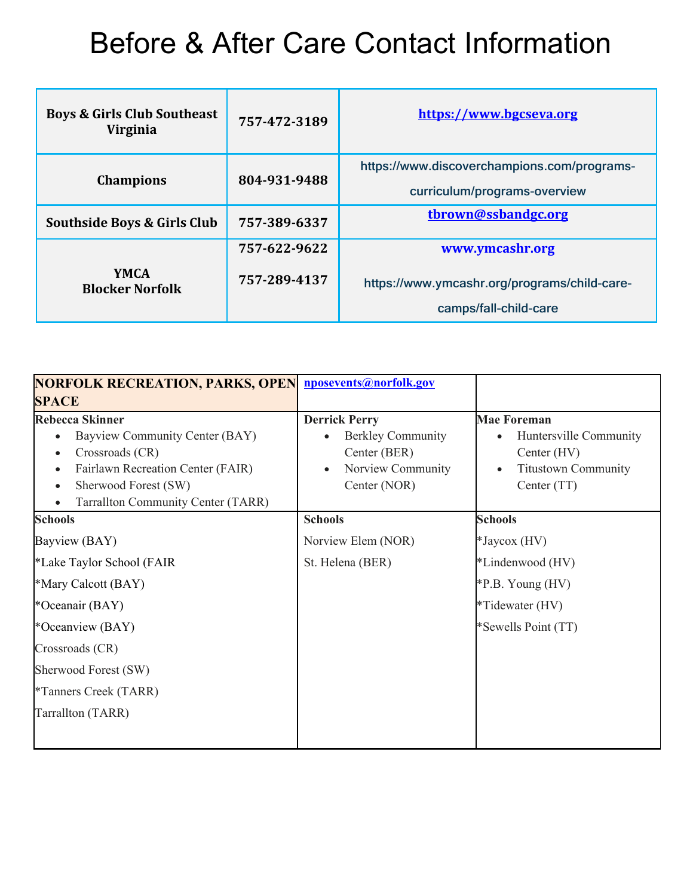# Before & After Care Contact Information

| | | |
|---|---|---|
| **Boys & Girls Club Southeast Virginia** | **757-472-3189** | https://www.bgcseva.org |
| **Champions** | **804-931-9488** | https://www.discoverchampions.com/programs-curriculum/programs-overview |
| **Southside Boys & Girls Club** | **757-389-6337** | tbrown@ssbandgc.org |
| **YMCA Blocker Norfolk** | **757-622-9622**<br>**757-289-4137** | www.ymcashr.org<br>https://www.ymcashr.org/programs/child-care-camps/fall-child-care |

| **NORFOLK RECREATION, PARKS, OPEN SPACE** | nposevents@norfolk.gov | |
|---|---|---|
| **Rebecca Skinner**<br>• Bayview Community Center (BAY)<br>• Crossroads (CR)<br>• Fairlawn Recreation Center (FAIR)<br>• Sherwood Forest (SW)<br>• Tarrallton Community Center (TARR) | **Derrick Perry**<br>• Berkley Community Center (BER)<br>• Norview Community Center (NOR) | **Mae Foreman**<br>• Huntersville Community Center (HV)<br>• Titustown Community Center (TT) |
| **Schools**<br>Bayview (BAY)<br>*Lake Taylor School (FAIR<br>*Mary Calcott (BAY)<br>*Oceanair (BAY)<br>*Oceanview (BAY)<br>Crossroads (CR)<br>Sherwood Forest (SW)<br>*Tanners Creek (TARR)<br>Tarrallton (TARR) | **Schools**<br>Norview Elem (NOR)<br>St. Helena (BER) | **Schools**<br>*Jaycox (HV)<br>*Lindenwood (HV)<br>*P.B. Young (HV)<br>*Tidewater (HV)<br>*Sewells Point (TT) |